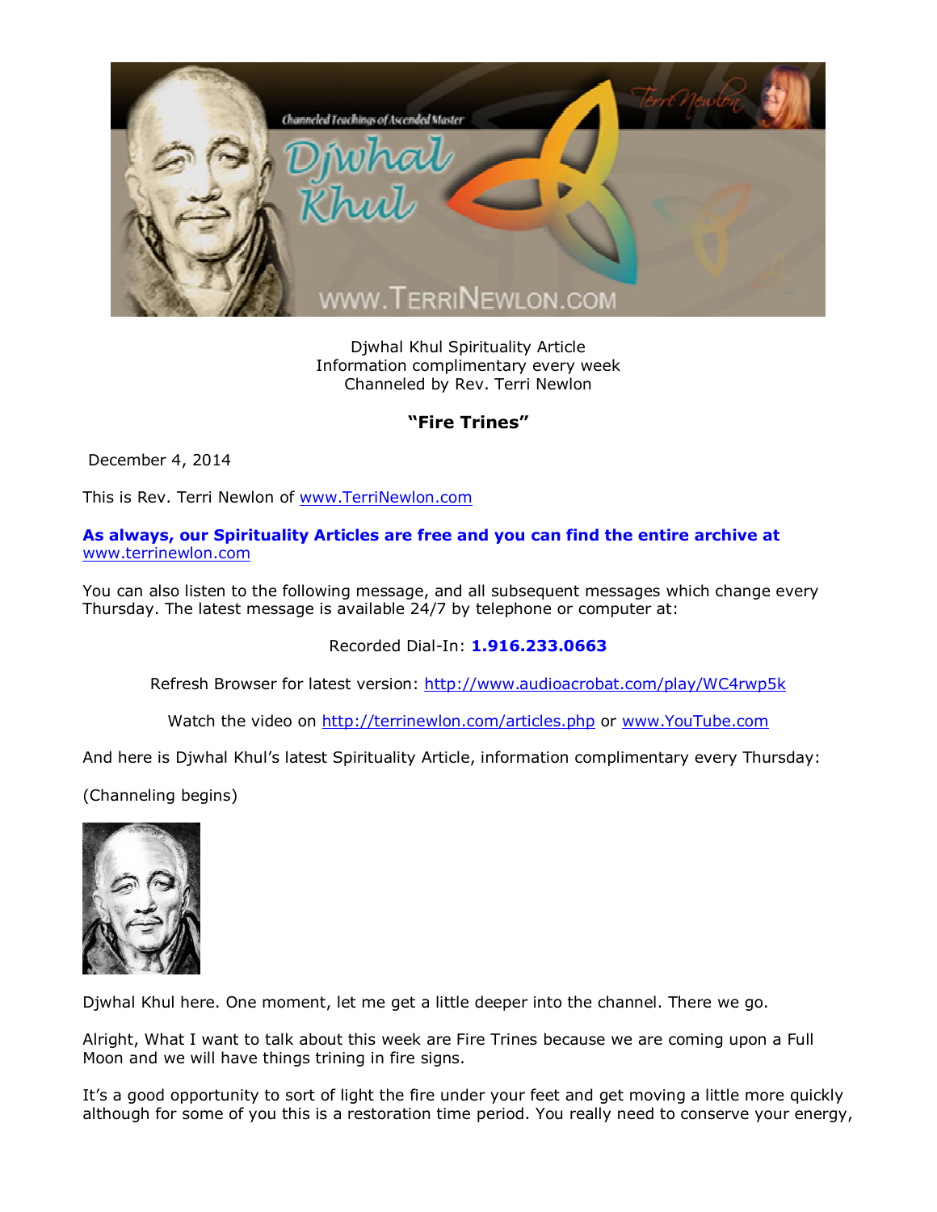Djwhal Khul Spirituality Article
Information complimentary every week
Channeled by Rev. Terri Newlon

**"Fire Trines"**

December 4, 2014

This is Rev. Terri Newlon of www.TerriNewlon.com

**As always, our Spirituality Articles are free and you can find the entire archive at** www.terrinewlon.com

You can also listen to the following message, and all subsequent messages which change every Thursday. The latest message is available 24/7 by telephone or computer at:

Recorded Dial-In: **1.916.233.0663**

Refresh Browser for latest version: http://www.audioacrobat.com/play/WC4rwp5k

Watch the video on http://terrinewlon.com/articles.php or www.YouTube.com

And here is Djwhal Khul's latest Spirituality Article, information complimentary every Thursday:

(Channeling begins)

Djwhal Khul here. One moment, let me get a little deeper into the channel. There we go.

Alright, What I want to talk about this week are Fire Trines because we are coming upon a Full Moon and we will have things trining in fire signs.

It's a good opportunity to sort of light the fire under your feet and get moving a little more quickly although for some of you this is a restoration time period. You really need to conserve your energy,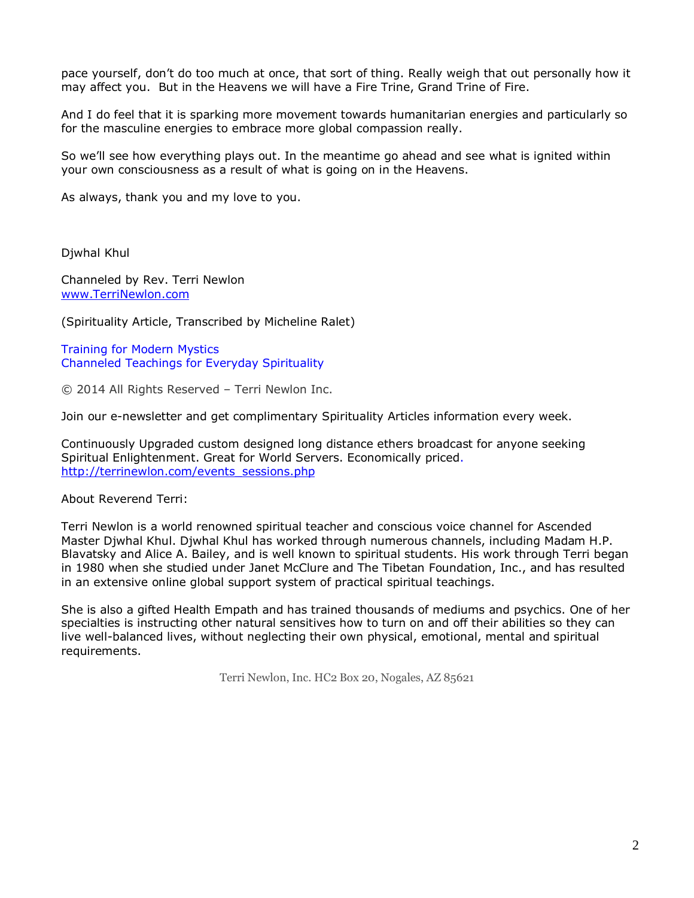pace yourself, don't do too much at once, that sort of thing. Really weigh that out personally how it may affect you. But in the Heavens we will have a Fire Trine, Grand Trine of Fire.

And I do feel that it is sparking more movement towards humanitarian energies and particularly so for the masculine energies to embrace more global compassion really.

So we'll see how everything plays out. In the meantime go ahead and see what is ignited within your own consciousness as a result of what is going on in the Heavens.

As always, thank you and my love to you.

Djwhal Khul

Channeled by Rev. Terri Newlon
www.TerriNewlon.com

(Spirituality Article, Transcribed by Micheline Ralet)

Training for Modern Mystics
Channeled Teachings for Everyday Spirituality

© 2014 All Rights Reserved – Terri Newlon Inc.

Join our e-newsletter and get complimentary Spirituality Articles information every week.

Continuously Upgraded custom designed long distance ethers broadcast for anyone seeking Spiritual Enlightenment. Great for World Servers. Economically priced.
http://terrinewlon.com/events_sessions.php

About Reverend Terri:

Terri Newlon is a world renowned spiritual teacher and conscious voice channel for Ascended Master Djwhal Khul. Djwhal Khul has worked through numerous channels, including Madam H.P. Blavatsky and Alice A. Bailey, and is well known to spiritual students. His work through Terri began in 1980 when she studied under Janet McClure and The Tibetan Foundation, Inc., and has resulted in an extensive online global support system of practical spiritual teachings.

She is also a gifted Health Empath and has trained thousands of mediums and psychics. One of her specialties is instructing other natural sensitives how to turn on and off their abilities so they can live well-balanced lives, without neglecting their own physical, emotional, mental and spiritual requirements.

Terri Newlon, Inc. HC2 Box 20, Nogales, AZ 85621